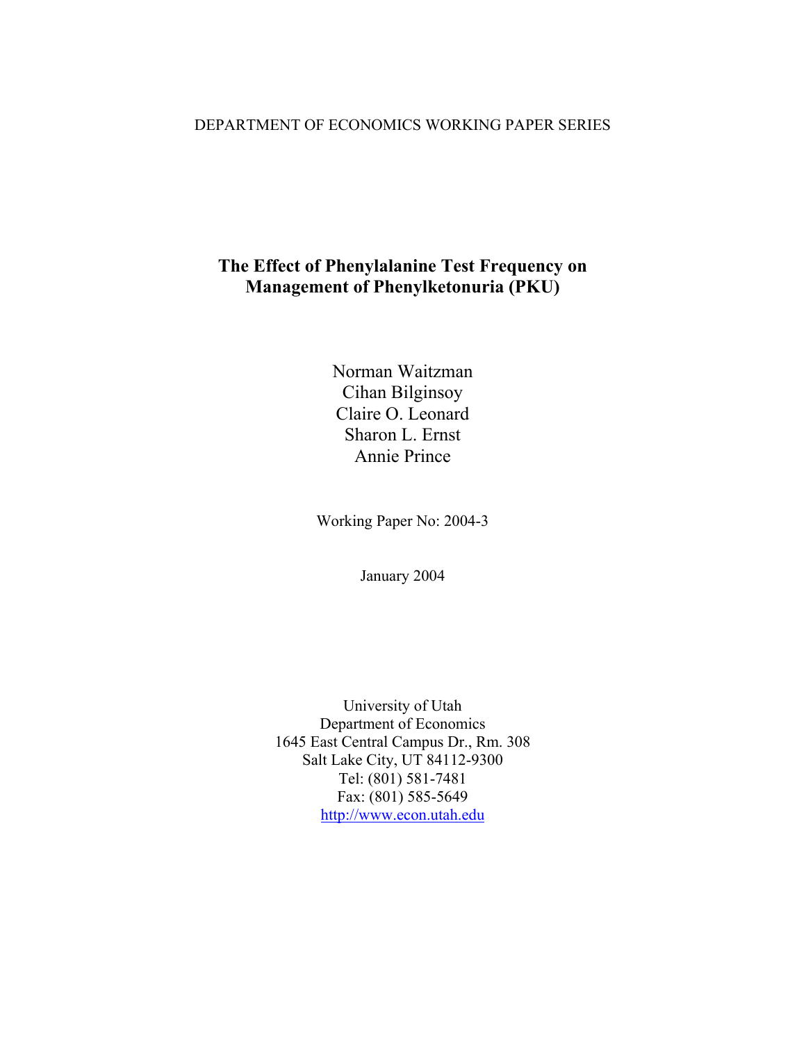DEPARTMENT OF ECONOMICS WORKING PAPER SERIES

# The Effect of Phenylalanine Test Frequency on Management of Phenylketonuria (PKU)

Norman Waitzman
Cihan Bilginsoy
Claire O. Leonard
Sharon L. Ernst
Annie Prince

Working Paper No: 2004-3

January 2004

University of Utah
Department of Economics
1645 East Central Campus Dr., Rm. 308
Salt Lake City, UT 84112-9300
Tel: (801) 581-7481
Fax: (801) 585-5649
http://www.econ.utah.edu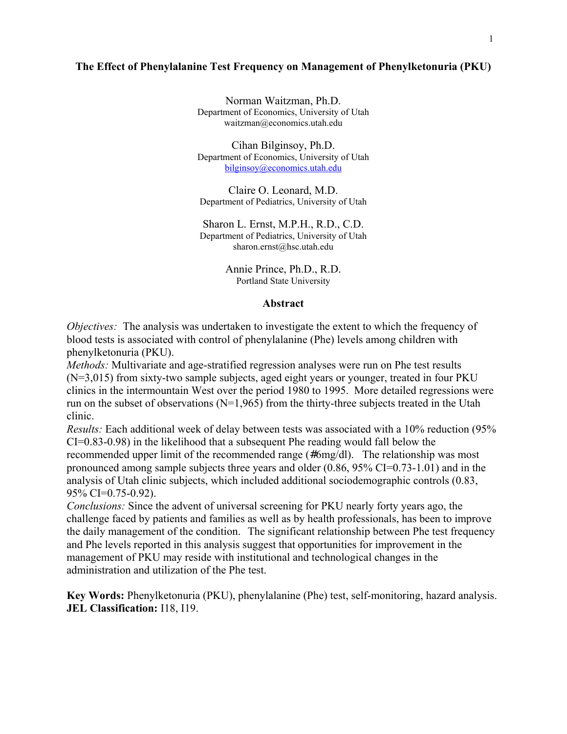# The Effect of Phenylalanine Test Frequency on Management of Phenylketonuria (PKU)

Norman Waitzman, Ph.D.
Department of Economics, University of Utah
waitzman@economics.utah.edu

Cihan Bilginsoy, Ph.D.
Department of Economics, University of Utah
bilginsoy@economics.utah.edu

Claire O. Leonard, M.D.
Department of Pediatrics, University of Utah

Sharon L. Ernst, M.P.H., R.D., C.D.
Department of Pediatrics, University of Utah
sharon.ernst@hsc.utah.edu

Annie Prince, Ph.D., R.D.
Portland State University

## Abstract

*Objectives:* The analysis was undertaken to investigate the extent to which the frequency of blood tests is associated with control of phenylalanine (Phe) levels among children with phenylketonuria (PKU).

*Methods:* Multivariate and age-stratified regression analyses were run on Phe test results (N=3,015) from sixty-two sample subjects, aged eight years or younger, treated in four PKU clinics in the intermountain West over the period 1980 to 1995. More detailed regressions were run on the subset of observations (N=1,965) from the thirty-three subjects treated in the Utah clinic.

*Results:* Each additional week of delay between tests was associated with a 10% reduction (95% CI=0.83-0.98) in the likelihood that a subsequent Phe reading would fall below the recommended upper limit of the recommended range (≤6mg/dl). The relationship was most pronounced among sample subjects three years and older (0.86, 95% CI=0.73-1.01) and in the analysis of Utah clinic subjects, which included additional sociodemographic controls (0.83, 95% CI=0.75-0.92).

*Conclusions:* Since the advent of universal screening for PKU nearly forty years ago, the challenge faced by patients and families as well as by health professionals, has been to improve the daily management of the condition. The significant relationship between Phe test frequency and Phe levels reported in this analysis suggest that opportunities for improvement in the management of PKU may reside with institutional and technological changes in the administration and utilization of the Phe test.

**Key Words:** Phenylketonuria (PKU), phenylalanine (Phe) test, self-monitoring, hazard analysis.
**JEL Classification:** I18, I19.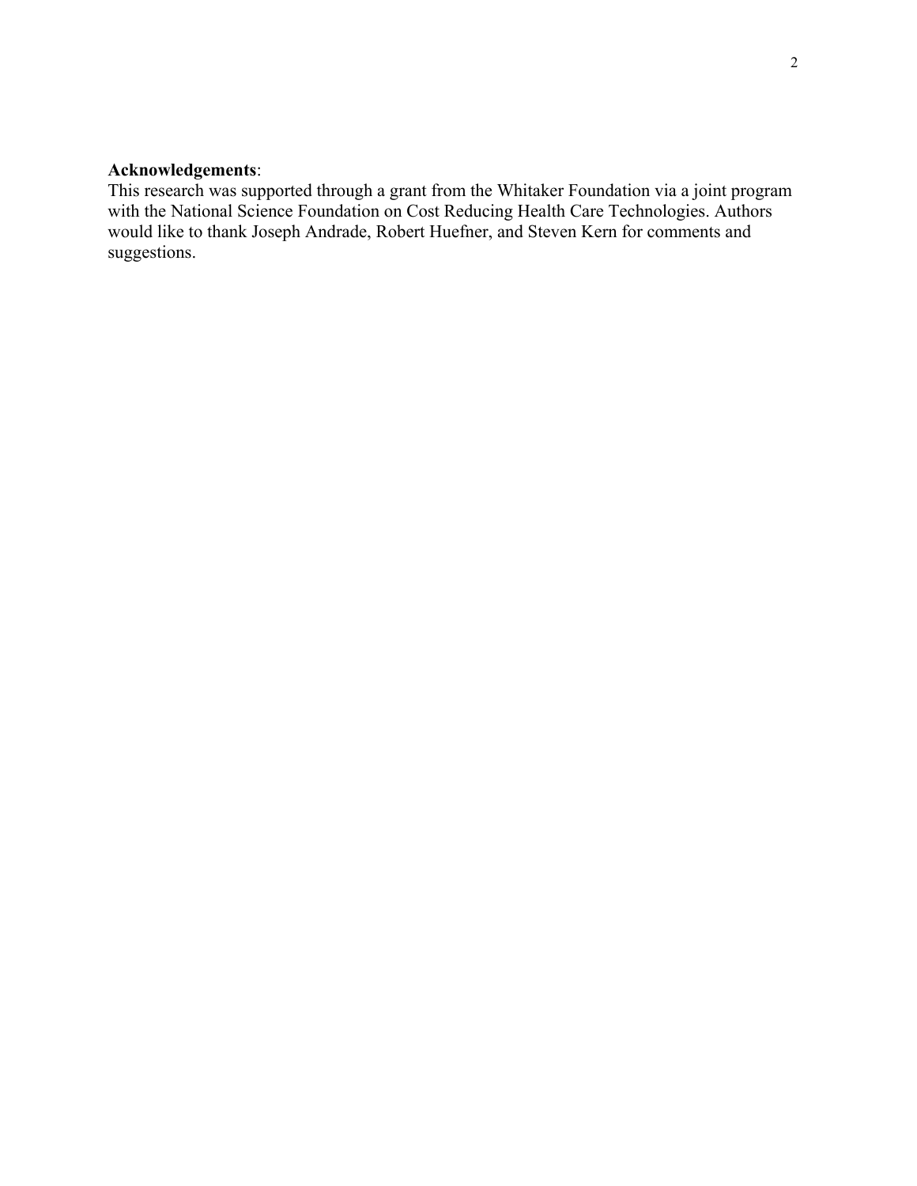**Acknowledgements**:
This research was supported through a grant from the Whitaker Foundation via a joint program with the National Science Foundation on Cost Reducing Health Care Technologies. Authors would like to thank Joseph Andrade, Robert Huefner, and Steven Kern for comments and suggestions.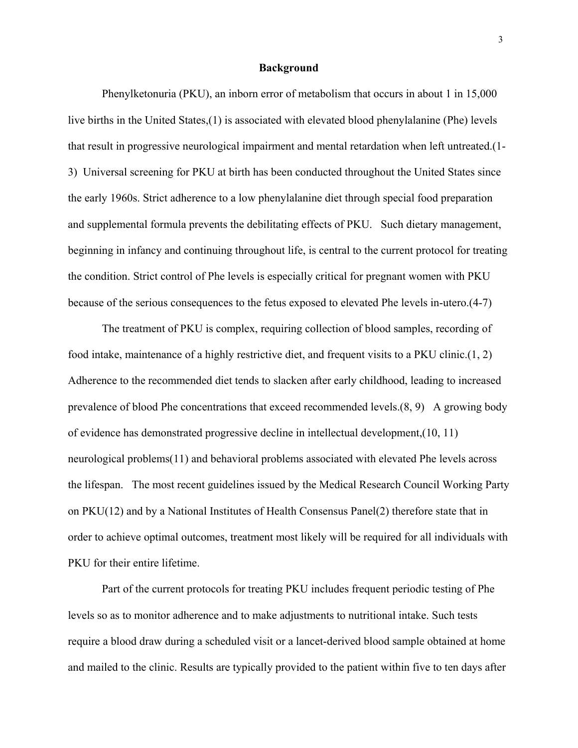## Background

Phenylketonuria (PKU), an inborn error of metabolism that occurs in about 1 in 15,000 live births in the United States,(1) is associated with elevated blood phenylalanine (Phe) levels that result in progressive neurological impairment and mental retardation when left untreated.(1-3) Universal screening for PKU at birth has been conducted throughout the United States since the early 1960s. Strict adherence to a low phenylalanine diet through special food preparation and supplemental formula prevents the debilitating effects of PKU. Such dietary management, beginning in infancy and continuing throughout life, is central to the current protocol for treating the condition. Strict control of Phe levels is especially critical for pregnant women with PKU because of the serious consequences to the fetus exposed to elevated Phe levels in-utero.(4-7)

The treatment of PKU is complex, requiring collection of blood samples, recording of food intake, maintenance of a highly restrictive diet, and frequent visits to a PKU clinic.(1, 2) Adherence to the recommended diet tends to slacken after early childhood, leading to increased prevalence of blood Phe concentrations that exceed recommended levels.(8, 9) A growing body of evidence has demonstrated progressive decline in intellectual development,(10, 11) neurological problems(11) and behavioral problems associated with elevated Phe levels across the lifespan. The most recent guidelines issued by the Medical Research Council Working Party on PKU(12) and by a National Institutes of Health Consensus Panel(2) therefore state that in order to achieve optimal outcomes, treatment most likely will be required for all individuals with PKU for their entire lifetime.

Part of the current protocols for treating PKU includes frequent periodic testing of Phe levels so as to monitor adherence and to make adjustments to nutritional intake. Such tests require a blood draw during a scheduled visit or a lancet-derived blood sample obtained at home and mailed to the clinic. Results are typically provided to the patient within five to ten days after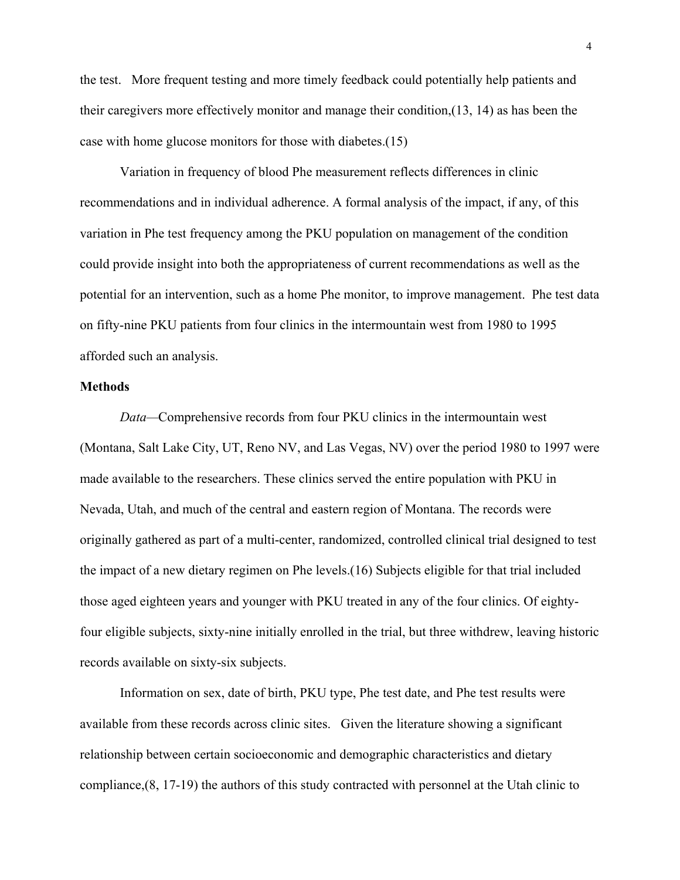the test. More frequent testing and more timely feedback could potentially help patients and their caregivers more effectively monitor and manage their condition,(13, 14) as has been the case with home glucose monitors for those with diabetes.(15)

Variation in frequency of blood Phe measurement reflects differences in clinic recommendations and in individual adherence. A formal analysis of the impact, if any, of this variation in Phe test frequency among the PKU population on management of the condition could provide insight into both the appropriateness of current recommendations as well as the potential for an intervention, such as a home Phe monitor, to improve management. Phe test data on fifty-nine PKU patients from four clinics in the intermountain west from 1980 to 1995 afforded such an analysis.

**Methods**

*Data*—Comprehensive records from four PKU clinics in the intermountain west (Montana, Salt Lake City, UT, Reno NV, and Las Vegas, NV) over the period 1980 to 1997 were made available to the researchers. These clinics served the entire population with PKU in Nevada, Utah, and much of the central and eastern region of Montana. The records were originally gathered as part of a multi-center, randomized, controlled clinical trial designed to test the impact of a new dietary regimen on Phe levels.(16) Subjects eligible for that trial included those aged eighteen years and younger with PKU treated in any of the four clinics. Of eighty-four eligible subjects, sixty-nine initially enrolled in the trial, but three withdrew, leaving historic records available on sixty-six subjects.

Information on sex, date of birth, PKU type, Phe test date, and Phe test results were available from these records across clinic sites. Given the literature showing a significant relationship between certain socioeconomic and demographic characteristics and dietary compliance,(8, 17-19) the authors of this study contracted with personnel at the Utah clinic to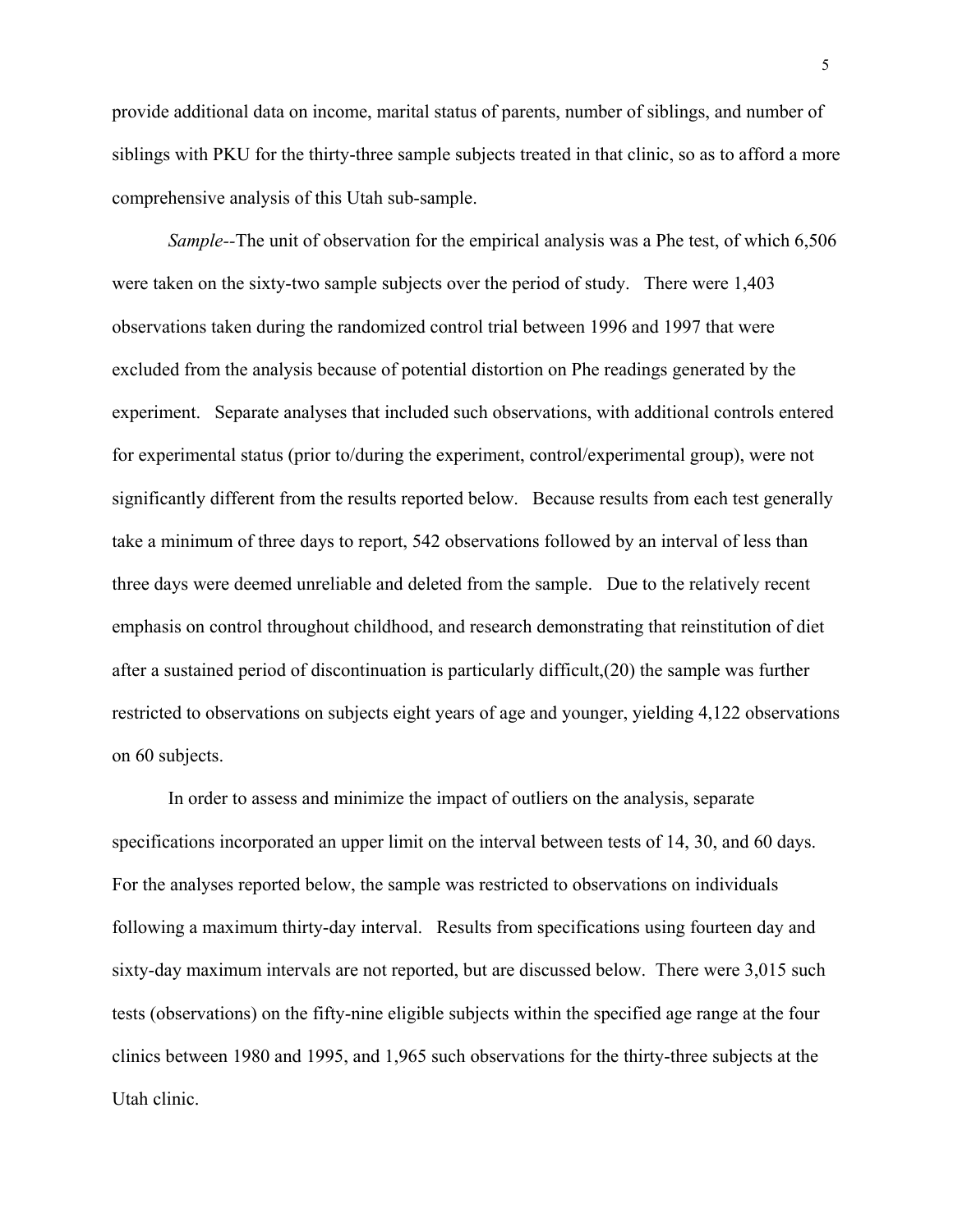provide additional data on income, marital status of parents, number of siblings, and number of siblings with PKU for the thirty-three sample subjects treated in that clinic, so as to afford a more comprehensive analysis of this Utah sub-sample.

*Sample*--The unit of observation for the empirical analysis was a Phe test, of which 6,506 were taken on the sixty-two sample subjects over the period of study. There were 1,403 observations taken during the randomized control trial between 1996 and 1997 that were excluded from the analysis because of potential distortion on Phe readings generated by the experiment. Separate analyses that included such observations, with additional controls entered for experimental status (prior to/during the experiment, control/experimental group), were not significantly different from the results reported below. Because results from each test generally take a minimum of three days to report, 542 observations followed by an interval of less than three days were deemed unreliable and deleted from the sample. Due to the relatively recent emphasis on control throughout childhood, and research demonstrating that reinstitution of diet after a sustained period of discontinuation is particularly difficult,(20) the sample was further restricted to observations on subjects eight years of age and younger, yielding 4,122 observations on 60 subjects.

In order to assess and minimize the impact of outliers on the analysis, separate specifications incorporated an upper limit on the interval between tests of 14, 30, and 60 days. For the analyses reported below, the sample was restricted to observations on individuals following a maximum thirty-day interval. Results from specifications using fourteen day and sixty-day maximum intervals are not reported, but are discussed below. There were 3,015 such tests (observations) on the fifty-nine eligible subjects within the specified age range at the four clinics between 1980 and 1995, and 1,965 such observations for the thirty-three subjects at the Utah clinic.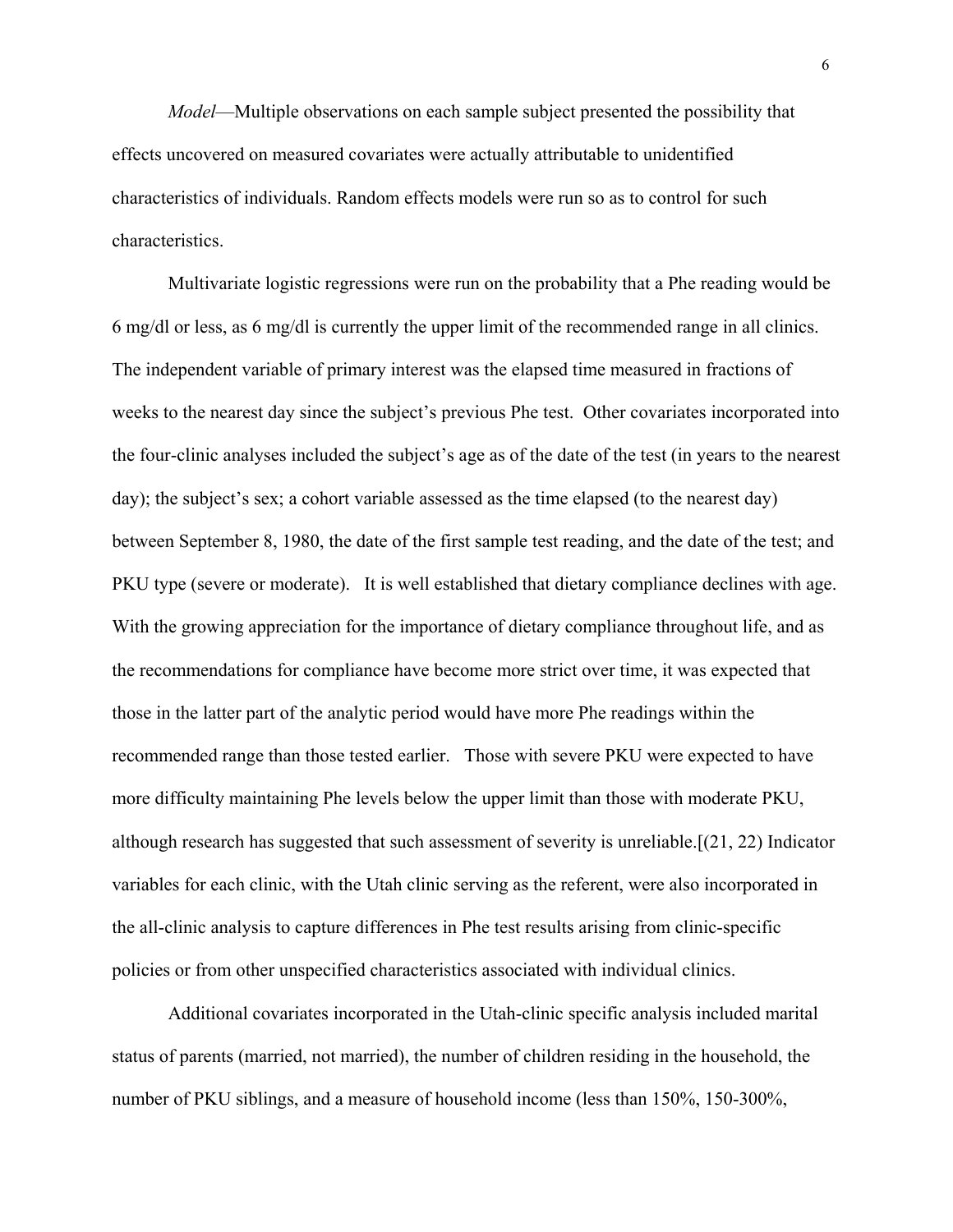*Model*—Multiple observations on each sample subject presented the possibility that effects uncovered on measured covariates were actually attributable to unidentified characteristics of individuals. Random effects models were run so as to control for such characteristics.

Multivariate logistic regressions were run on the probability that a Phe reading would be 6 mg/dl or less, as 6 mg/dl is currently the upper limit of the recommended range in all clinics. The independent variable of primary interest was the elapsed time measured in fractions of weeks to the nearest day since the subject's previous Phe test. Other covariates incorporated into the four-clinic analyses included the subject's age as of the date of the test (in years to the nearest day); the subject's sex; a cohort variable assessed as the time elapsed (to the nearest day) between September 8, 1980, the date of the first sample test reading, and the date of the test; and PKU type (severe or moderate). It is well established that dietary compliance declines with age. With the growing appreciation for the importance of dietary compliance throughout life, and as the recommendations for compliance have become more strict over time, it was expected that those in the latter part of the analytic period would have more Phe readings within the recommended range than those tested earlier. Those with severe PKU were expected to have more difficulty maintaining Phe levels below the upper limit than those with moderate PKU, although research has suggested that such assessment of severity is unreliable.[(21, 22) Indicator variables for each clinic, with the Utah clinic serving as the referent, were also incorporated in the all-clinic analysis to capture differences in Phe test results arising from clinic-specific policies or from other unspecified characteristics associated with individual clinics.

Additional covariates incorporated in the Utah-clinic specific analysis included marital status of parents (married, not married), the number of children residing in the household, the number of PKU siblings, and a measure of household income (less than 150%, 150-300%,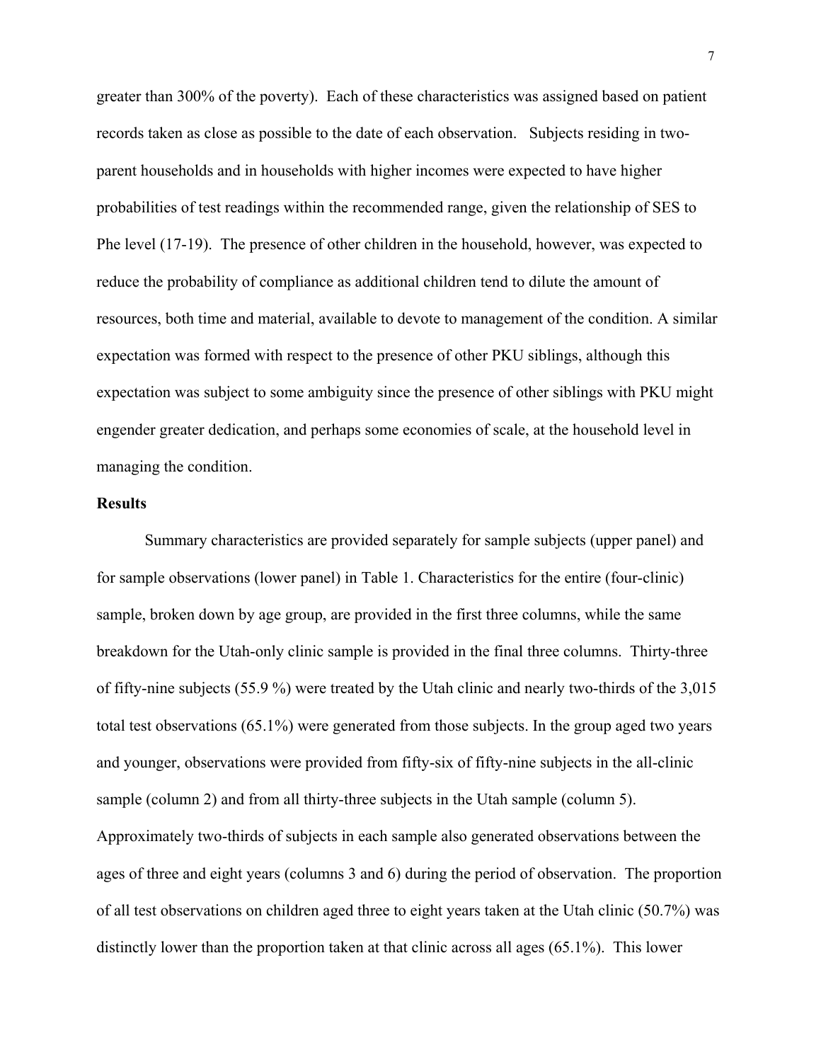greater than 300% of the poverty). Each of these characteristics was assigned based on patient records taken as close as possible to the date of each observation. Subjects residing in two-parent households and in households with higher incomes were expected to have higher probabilities of test readings within the recommended range, given the relationship of SES to Phe level (17-19). The presence of other children in the household, however, was expected to reduce the probability of compliance as additional children tend to dilute the amount of resources, both time and material, available to devote to management of the condition. A similar expectation was formed with respect to the presence of other PKU siblings, although this expectation was subject to some ambiguity since the presence of other siblings with PKU might engender greater dedication, and perhaps some economies of scale, at the household level in managing the condition.

## Results

Summary characteristics are provided separately for sample subjects (upper panel) and for sample observations (lower panel) in Table 1. Characteristics for the entire (four-clinic) sample, broken down by age group, are provided in the first three columns, while the same breakdown for the Utah-only clinic sample is provided in the final three columns. Thirty-three of fifty-nine subjects (55.9 %) were treated by the Utah clinic and nearly two-thirds of the 3,015 total test observations (65.1%) were generated from those subjects. In the group aged two years and younger, observations were provided from fifty-six of fifty-nine subjects in the all-clinic sample (column 2) and from all thirty-three subjects in the Utah sample (column 5). Approximately two-thirds of subjects in each sample also generated observations between the ages of three and eight years (columns 3 and 6) during the period of observation. The proportion of all test observations on children aged three to eight years taken at the Utah clinic (50.7%) was distinctly lower than the proportion taken at that clinic across all ages (65.1%). This lower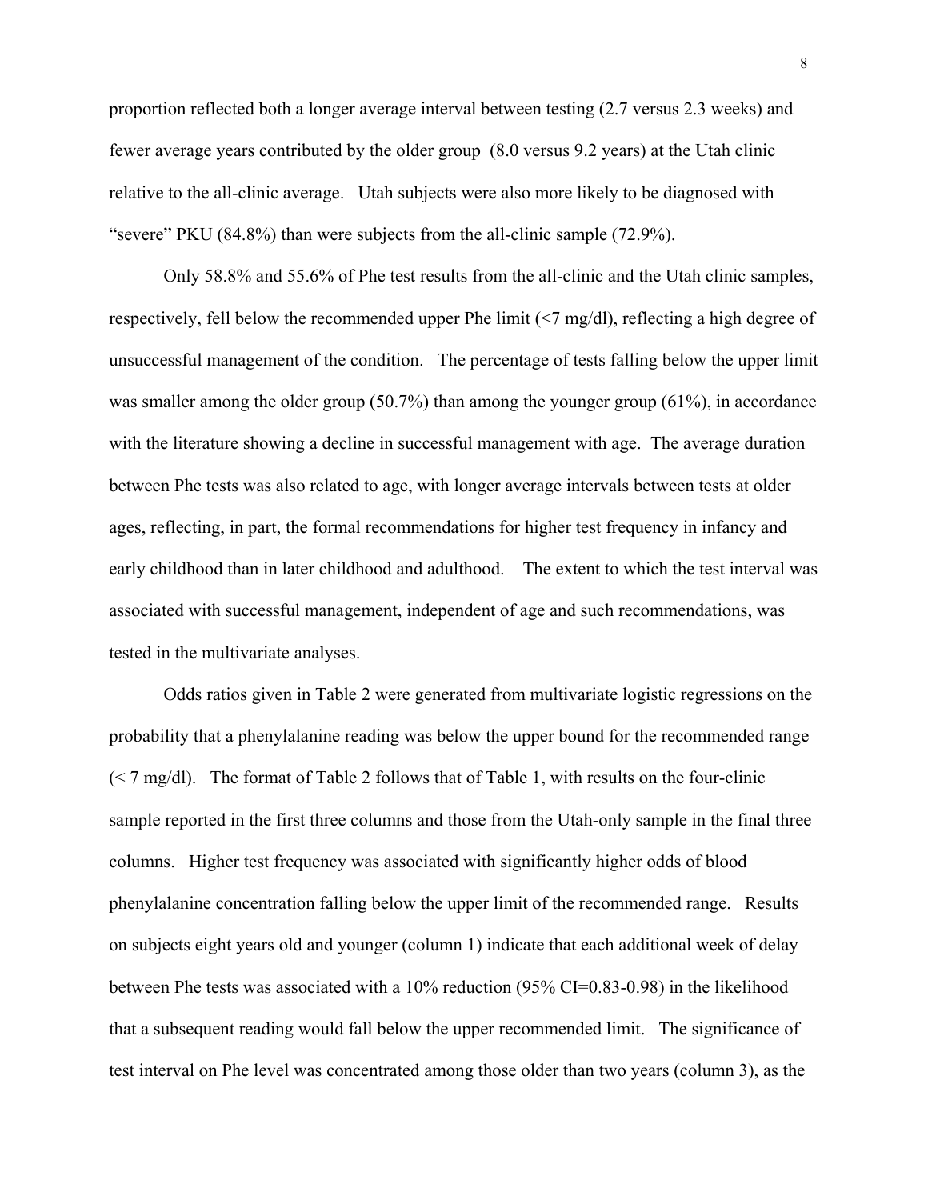proportion reflected both a longer average interval between testing (2.7 versus 2.3 weeks) and fewer average years contributed by the older group (8.0 versus 9.2 years) at the Utah clinic relative to the all-clinic average. Utah subjects were also more likely to be diagnosed with "severe" PKU (84.8%) than were subjects from the all-clinic sample (72.9%).

Only 58.8% and 55.6% of Phe test results from the all-clinic and the Utah clinic samples, respectively, fell below the recommended upper Phe limit (<7 mg/dl), reflecting a high degree of unsuccessful management of the condition. The percentage of tests falling below the upper limit was smaller among the older group (50.7%) than among the younger group (61%), in accordance with the literature showing a decline in successful management with age. The average duration between Phe tests was also related to age, with longer average intervals between tests at older ages, reflecting, in part, the formal recommendations for higher test frequency in infancy and early childhood than in later childhood and adulthood. The extent to which the test interval was associated with successful management, independent of age and such recommendations, was tested in the multivariate analyses.

Odds ratios given in Table 2 were generated from multivariate logistic regressions on the probability that a phenylalanine reading was below the upper bound for the recommended range (< 7 mg/dl). The format of Table 2 follows that of Table 1, with results on the four-clinic sample reported in the first three columns and those from the Utah-only sample in the final three columns. Higher test frequency was associated with significantly higher odds of blood phenylalanine concentration falling below the upper limit of the recommended range. Results on subjects eight years old and younger (column 1) indicate that each additional week of delay between Phe tests was associated with a 10% reduction (95% CI=0.83-0.98) in the likelihood that a subsequent reading would fall below the upper recommended limit. The significance of test interval on Phe level was concentrated among those older than two years (column 3), as the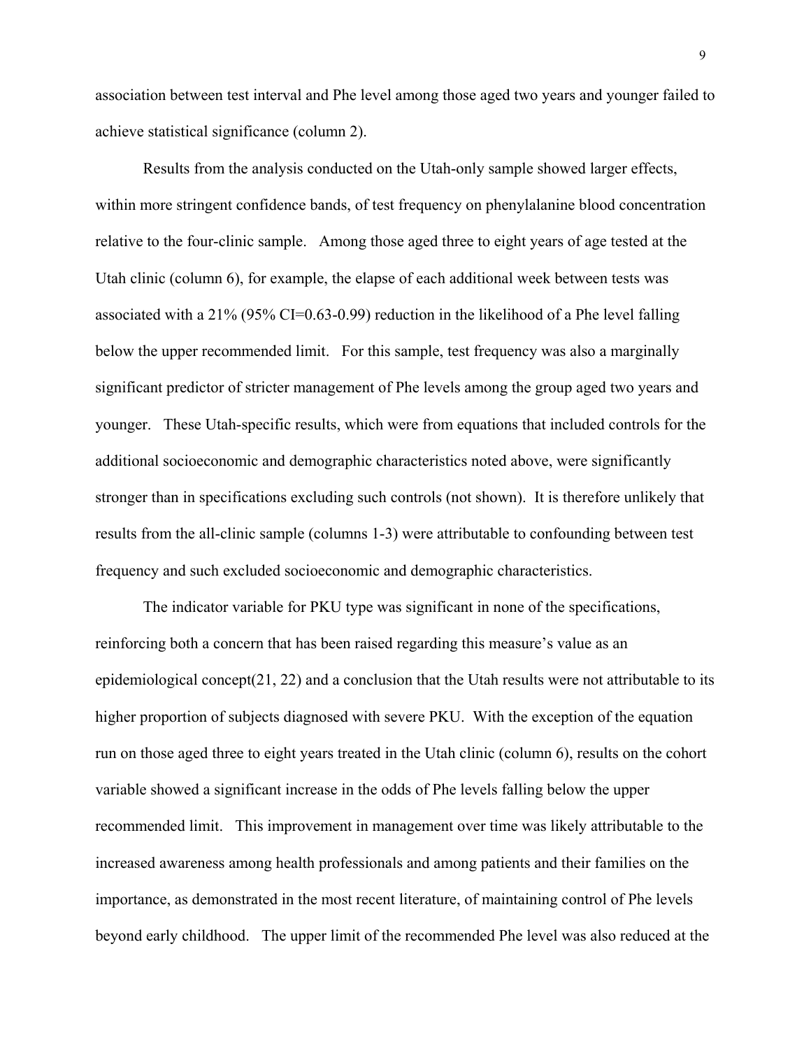association between test interval and Phe level among those aged two years and younger failed to achieve statistical significance (column 2).

Results from the analysis conducted on the Utah-only sample showed larger effects, within more stringent confidence bands, of test frequency on phenylalanine blood concentration relative to the four-clinic sample. Among those aged three to eight years of age tested at the Utah clinic (column 6), for example, the elapse of each additional week between tests was associated with a 21% (95% CI=0.63-0.99) reduction in the likelihood of a Phe level falling below the upper recommended limit. For this sample, test frequency was also a marginally significant predictor of stricter management of Phe levels among the group aged two years and younger. These Utah-specific results, which were from equations that included controls for the additional socioeconomic and demographic characteristics noted above, were significantly stronger than in specifications excluding such controls (not shown). It is therefore unlikely that results from the all-clinic sample (columns 1-3) were attributable to confounding between test frequency and such excluded socioeconomic and demographic characteristics.

The indicator variable for PKU type was significant in none of the specifications, reinforcing both a concern that has been raised regarding this measure's value as an epidemiological concept(21, 22) and a conclusion that the Utah results were not attributable to its higher proportion of subjects diagnosed with severe PKU. With the exception of the equation run on those aged three to eight years treated in the Utah clinic (column 6), results on the cohort variable showed a significant increase in the odds of Phe levels falling below the upper recommended limit. This improvement in management over time was likely attributable to the increased awareness among health professionals and among patients and their families on the importance, as demonstrated in the most recent literature, of maintaining control of Phe levels beyond early childhood. The upper limit of the recommended Phe level was also reduced at the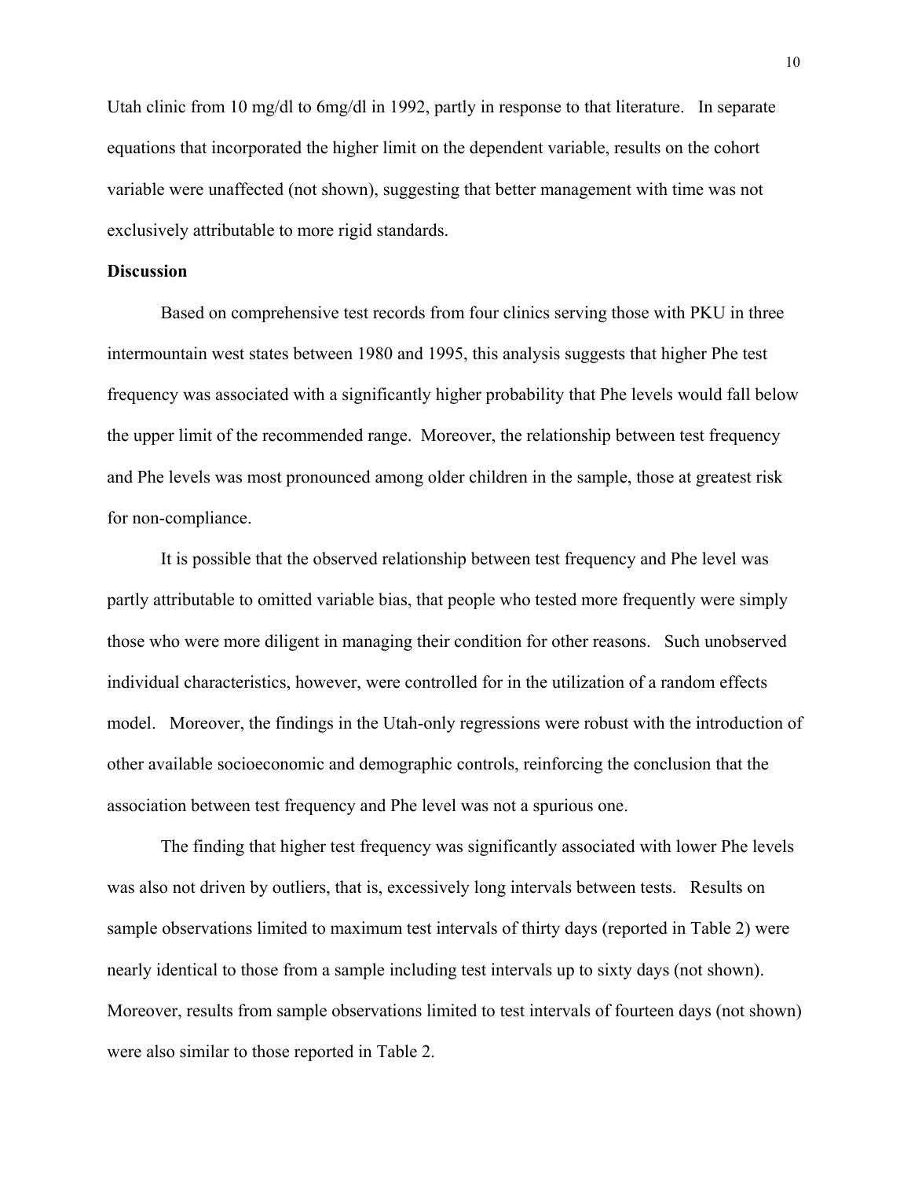Utah clinic from 10 mg/dl to 6mg/dl in 1992, partly in response to that literature. In separate equations that incorporated the higher limit on the dependent variable, results on the cohort variable were unaffected (not shown), suggesting that better management with time was not exclusively attributable to more rigid standards.

## Discussion

Based on comprehensive test records from four clinics serving those with PKU in three intermountain west states between 1980 and 1995, this analysis suggests that higher Phe test frequency was associated with a significantly higher probability that Phe levels would fall below the upper limit of the recommended range. Moreover, the relationship between test frequency and Phe levels was most pronounced among older children in the sample, those at greatest risk for non-compliance.

It is possible that the observed relationship between test frequency and Phe level was partly attributable to omitted variable bias, that people who tested more frequently were simply those who were more diligent in managing their condition for other reasons. Such unobserved individual characteristics, however, were controlled for in the utilization of a random effects model. Moreover, the findings in the Utah-only regressions were robust with the introduction of other available socioeconomic and demographic controls, reinforcing the conclusion that the association between test frequency and Phe level was not a spurious one.

The finding that higher test frequency was significantly associated with lower Phe levels was also not driven by outliers, that is, excessively long intervals between tests. Results on sample observations limited to maximum test intervals of thirty days (reported in Table 2) were nearly identical to those from a sample including test intervals up to sixty days (not shown). Moreover, results from sample observations limited to test intervals of fourteen days (not shown) were also similar to those reported in Table 2.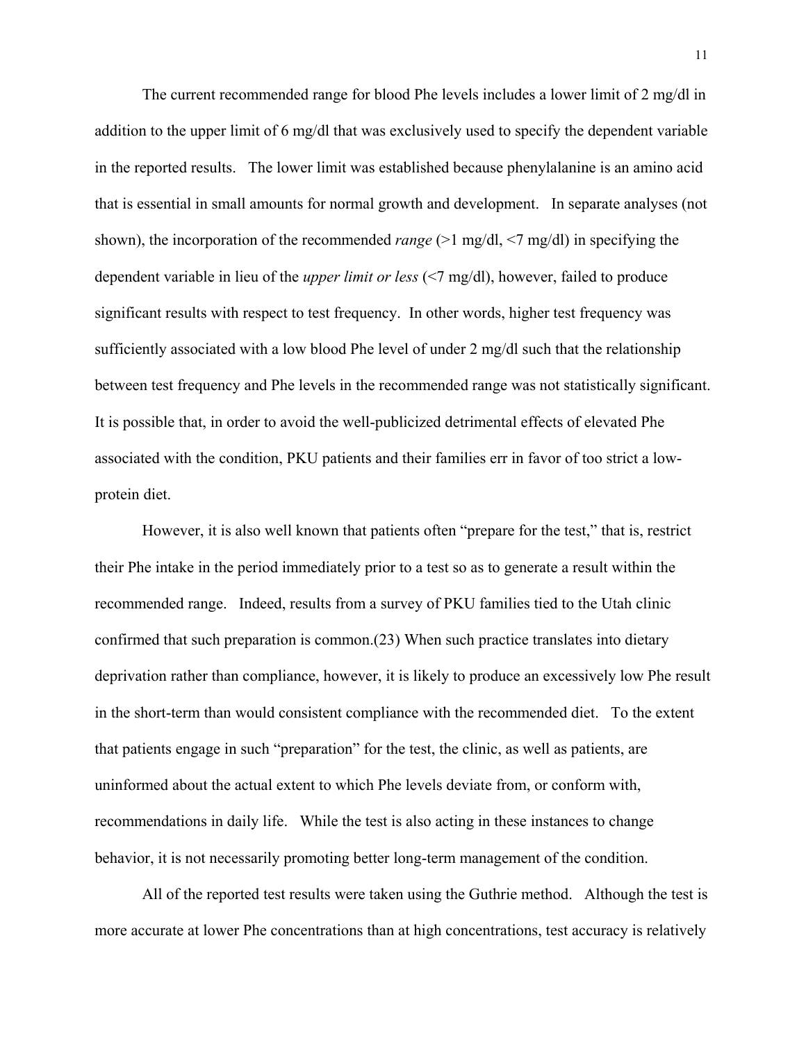The current recommended range for blood Phe levels includes a lower limit of 2 mg/dl in addition to the upper limit of 6 mg/dl that was exclusively used to specify the dependent variable in the reported results. The lower limit was established because phenylalanine is an amino acid that is essential in small amounts for normal growth and development. In separate analyses (not shown), the incorporation of the recommended *range* (>1 mg/dl, <7 mg/dl) in specifying the dependent variable in lieu of the *upper limit or less* (<7 mg/dl), however, failed to produce significant results with respect to test frequency. In other words, higher test frequency was sufficiently associated with a low blood Phe level of under 2 mg/dl such that the relationship between test frequency and Phe levels in the recommended range was not statistically significant. It is possible that, in order to avoid the well-publicized detrimental effects of elevated Phe associated with the condition, PKU patients and their families err in favor of too strict a low-protein diet.

However, it is also well known that patients often "prepare for the test," that is, restrict their Phe intake in the period immediately prior to a test so as to generate a result within the recommended range. Indeed, results from a survey of PKU families tied to the Utah clinic confirmed that such preparation is common.(23) When such practice translates into dietary deprivation rather than compliance, however, it is likely to produce an excessively low Phe result in the short-term than would consistent compliance with the recommended diet. To the extent that patients engage in such "preparation" for the test, the clinic, as well as patients, are uninformed about the actual extent to which Phe levels deviate from, or conform with, recommendations in daily life. While the test is also acting in these instances to change behavior, it is not necessarily promoting better long-term management of the condition.

All of the reported test results were taken using the Guthrie method. Although the test is more accurate at lower Phe concentrations than at high concentrations, test accuracy is relatively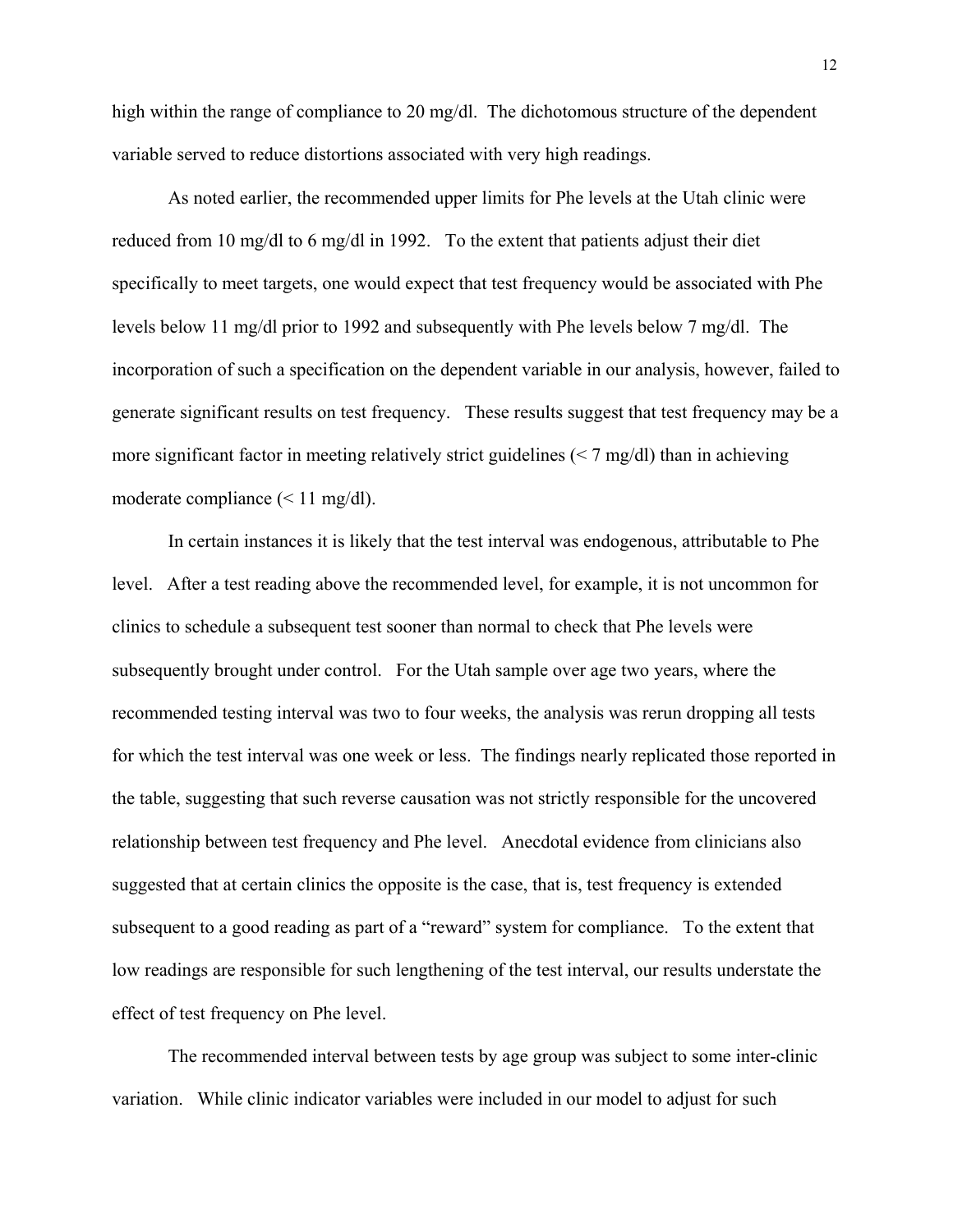high within the range of compliance to 20 mg/dl. The dichotomous structure of the dependent variable served to reduce distortions associated with very high readings.

As noted earlier, the recommended upper limits for Phe levels at the Utah clinic were reduced from 10 mg/dl to 6 mg/dl in 1992. To the extent that patients adjust their diet specifically to meet targets, one would expect that test frequency would be associated with Phe levels below 11 mg/dl prior to 1992 and subsequently with Phe levels below 7 mg/dl. The incorporation of such a specification on the dependent variable in our analysis, however, failed to generate significant results on test frequency. These results suggest that test frequency may be a more significant factor in meeting relatively strict guidelines (< 7 mg/dl) than in achieving moderate compliance (< 11 mg/dl).

In certain instances it is likely that the test interval was endogenous, attributable to Phe level. After a test reading above the recommended level, for example, it is not uncommon for clinics to schedule a subsequent test sooner than normal to check that Phe levels were subsequently brought under control. For the Utah sample over age two years, where the recommended testing interval was two to four weeks, the analysis was rerun dropping all tests for which the test interval was one week or less. The findings nearly replicated those reported in the table, suggesting that such reverse causation was not strictly responsible for the uncovered relationship between test frequency and Phe level. Anecdotal evidence from clinicians also suggested that at certain clinics the opposite is the case, that is, test frequency is extended subsequent to a good reading as part of a "reward" system for compliance. To the extent that low readings are responsible for such lengthening of the test interval, our results understate the effect of test frequency on Phe level.

The recommended interval between tests by age group was subject to some inter-clinic variation. While clinic indicator variables were included in our model to adjust for such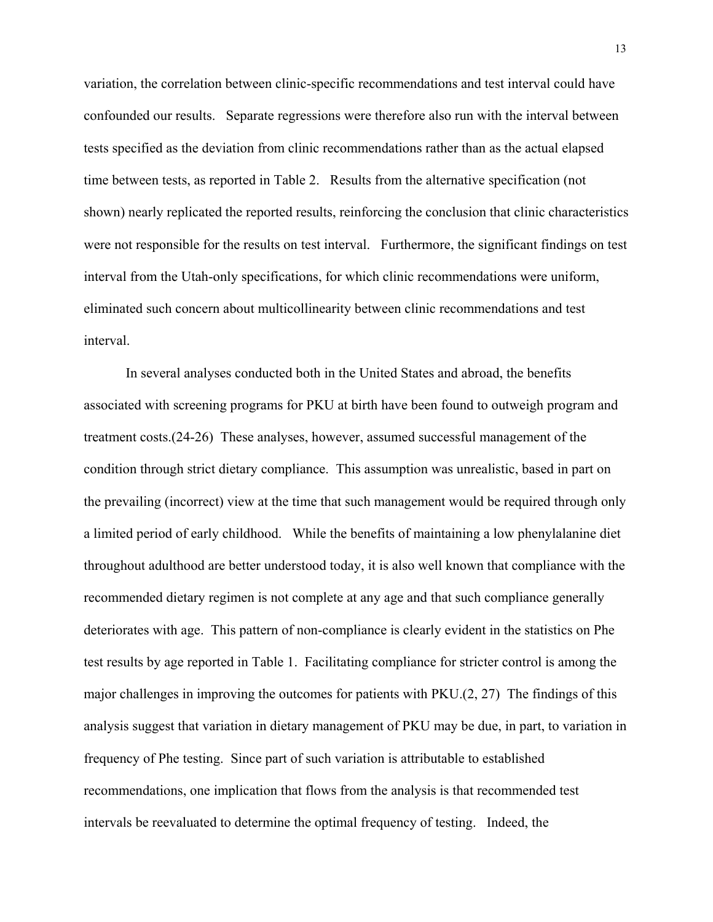variation, the correlation between clinic-specific recommendations and test interval could have confounded our results. Separate regressions were therefore also run with the interval between tests specified as the deviation from clinic recommendations rather than as the actual elapsed time between tests, as reported in Table 2. Results from the alternative specification (not shown) nearly replicated the reported results, reinforcing the conclusion that clinic characteristics were not responsible for the results on test interval. Furthermore, the significant findings on test interval from the Utah-only specifications, for which clinic recommendations were uniform, eliminated such concern about multicollinearity between clinic recommendations and test interval.

In several analyses conducted both in the United States and abroad, the benefits associated with screening programs for PKU at birth have been found to outweigh program and treatment costs.(24-26) These analyses, however, assumed successful management of the condition through strict dietary compliance. This assumption was unrealistic, based in part on the prevailing (incorrect) view at the time that such management would be required through only a limited period of early childhood. While the benefits of maintaining a low phenylalanine diet throughout adulthood are better understood today, it is also well known that compliance with the recommended dietary regimen is not complete at any age and that such compliance generally deteriorates with age. This pattern of non-compliance is clearly evident in the statistics on Phe test results by age reported in Table 1. Facilitating compliance for stricter control is among the major challenges in improving the outcomes for patients with PKU.(2, 27) The findings of this analysis suggest that variation in dietary management of PKU may be due, in part, to variation in frequency of Phe testing. Since part of such variation is attributable to established recommendations, one implication that flows from the analysis is that recommended test intervals be reevaluated to determine the optimal frequency of testing. Indeed, the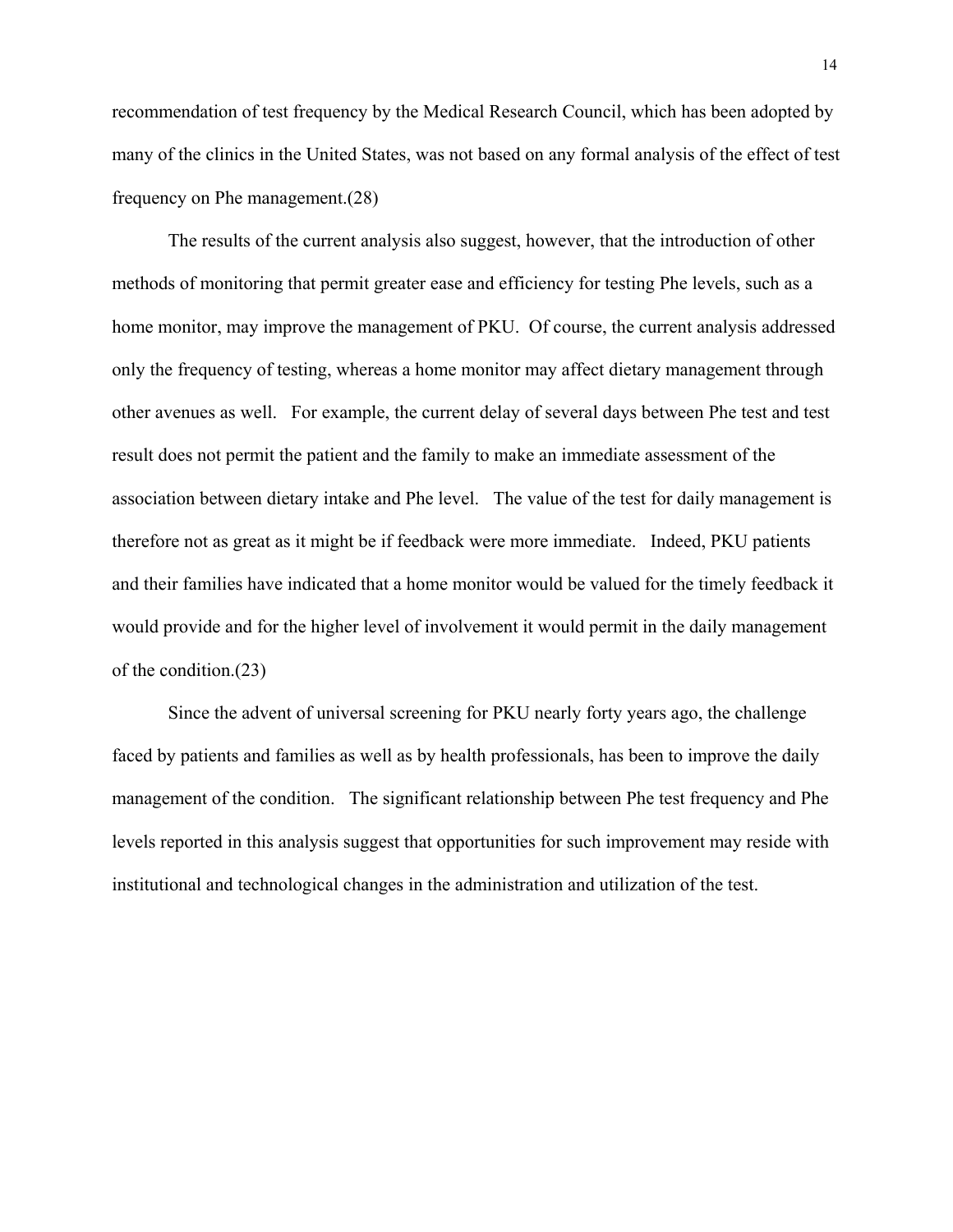recommendation of test frequency by the Medical Research Council, which has been adopted by many of the clinics in the United States, was not based on any formal analysis of the effect of test frequency on Phe management.(28)

The results of the current analysis also suggest, however, that the introduction of other methods of monitoring that permit greater ease and efficiency for testing Phe levels, such as a home monitor, may improve the management of PKU. Of course, the current analysis addressed only the frequency of testing, whereas a home monitor may affect dietary management through other avenues as well. For example, the current delay of several days between Phe test and test result does not permit the patient and the family to make an immediate assessment of the association between dietary intake and Phe level. The value of the test for daily management is therefore not as great as it might be if feedback were more immediate. Indeed, PKU patients and their families have indicated that a home monitor would be valued for the timely feedback it would provide and for the higher level of involvement it would permit in the daily management of the condition.(23)

Since the advent of universal screening for PKU nearly forty years ago, the challenge faced by patients and families as well as by health professionals, has been to improve the daily management of the condition. The significant relationship between Phe test frequency and Phe levels reported in this analysis suggest that opportunities for such improvement may reside with institutional and technological changes in the administration and utilization of the test.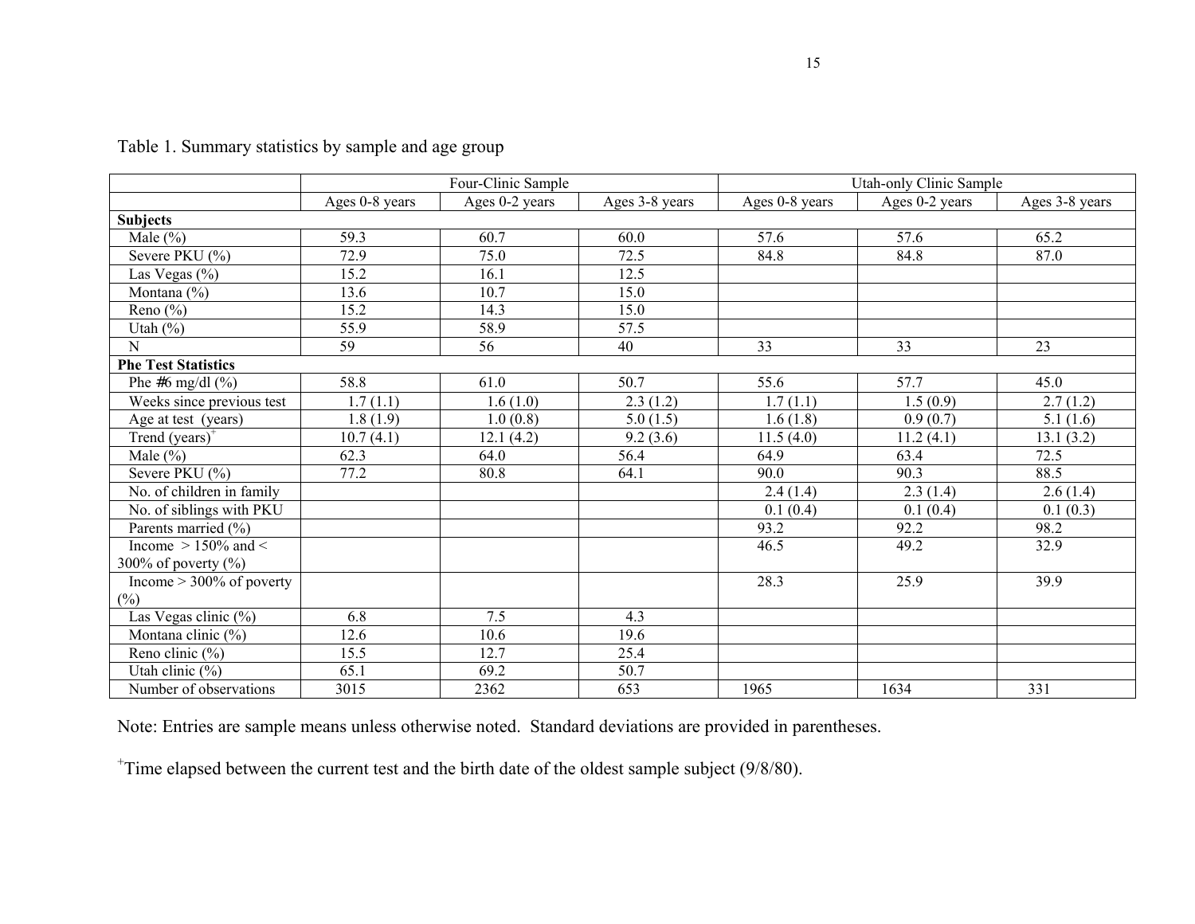Table 1. Summary statistics by sample and age group

| | Four-Clinic Sample | | | Utah-only Clinic Sample | | |
|---|---|---|---|---|---|---|
| | Ages 0-8 years | Ages 0-2 years | Ages 3-8 years | Ages 0-8 years | Ages 0-2 years | Ages 3-8 years |
| **Subjects** | | | | | | |
| Male (%) | 59.3 | 60.7 | 60.0 | 57.6 | 57.6 | 65.2 |
| Severe PKU (%) | 72.9 | 75.0 | 72.5 | 84.8 | 84.8 | 87.0 |
| Las Vegas (%) | 15.2 | 16.1 | 12.5 | | | |
| Montana (%) | 13.6 | 10.7 | 15.0 | | | |
| Reno (%) | 15.2 | 14.3 | 15.0 | | | |
| Utah (%) | 55.9 | 58.9 | 57.5 | | | |
| N | 59 | 56 | 40 | 33 | 33 | 23 |
| **Phe Test Statistics** | | | | | | |
| Phe ≠6 mg/dl (%) | 58.8 | 61.0 | 50.7 | 55.6 | 57.7 | 45.0 |
| Weeks since previous test | 1.7 (1.1) | 1.6 (1.0) | 2.3 (1.2) | 1.7 (1.1) | 1.5 (0.9) | 2.7 (1.2) |
| Age at test (years) | 1.8 (1.9) | 1.0 (0.8) | 5.0 (1.5) | 1.6 (1.8) | 0.9 (0.7) | 5.1 (1.6) |
| Trend (years)[+] | 10.7 (4.1) | 12.1 (4.2) | 9.2 (3.6) | 11.5 (4.0) | 11.2 (4.1) | 13.1 (3.2) |
| Male (%) | 62.3 | 64.0 | 56.4 | 64.9 | 63.4 | 72.5 |
| Severe PKU (%) | 77.2 | 80.8 | 64.1 | 90.0 | 90.3 | 88.5 |
| No. of children in family | | | | 2.4 (1.4) | 2.3 (1.4) | 2.6 (1.4) |
| No. of siblings with PKU | | | | 0.1 (0.4) | 0.1 (0.4) | 0.1 (0.3) |
| Parents married (%) | | | | 93.2 | 92.2 | 98.2 |
| Income > 150% and < 300% of poverty (%) | | | | 46.5 | 49.2 | 32.9 |
| Income > 300% of poverty (%) | | | | 28.3 | 25.9 | 39.9 |
| Las Vegas clinic (%) | 6.8 | 7.5 | 4.3 | | | |
| Montana clinic (%) | 12.6 | 10.6 | 19.6 | | | |
| Reno clinic (%) | 15.5 | 12.7 | 25.4 | | | |
| Utah clinic (%) | 65.1 | 69.2 | 50.7 | | | |
| Number of observations | 3015 | 2362 | 653 | 1965 | 1634 | 331 |

Note: Entries are sample means unless otherwise noted. Standard deviations are provided in parentheses.

[+]Time elapsed between the current test and the birth date of the oldest sample subject (9/8/80).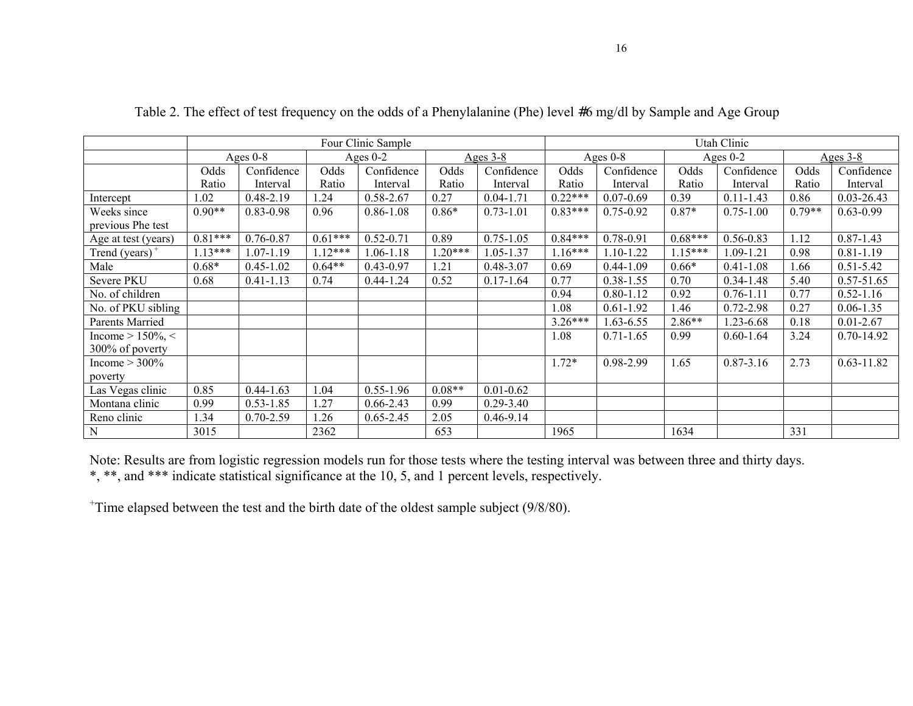Table 2. The effect of test frequency on the odds of a Phenylalanine (Phe) level #6 mg/dl by Sample and Age Group

| | Four Clinic Sample | | | | | | Utah Clinic | | | | | |
|---|---|---|---|---|---|---|---|---|---|---|---|---|
| | Ages 0-8 | | Ages 0-2 | | Ages 3-8 | | Ages 0-8 | | Ages 0-2 | | Ages 3-8 | |
| | Odds Ratio | Confidence Interval | Odds Ratio | Confidence Interval | Odds Ratio | Confidence Interval | Odds Ratio | Confidence Interval | Odds Ratio | Confidence Interval | Odds Ratio | Confidence Interval |
| Intercept | 1.02 | 0.48-2.19 | 1.24 | 0.58-2.67 | 0.27 | 0.04-1.71 | 0.22*** | 0.07-0.69 | 0.39 | 0.11-1.43 | 0.86 | 0.03-26.43 |
| Weeks since previous Phe test | 0.90** | 0.83-0.98 | 0.96 | 0.86-1.08 | 0.86* | 0.73-1.01 | 0.83*** | 0.75-0.92 | 0.87* | 0.75-1.00 | 0.79** | 0.63-0.99 |
| Age at test (years) | 0.81*** | 0.76-0.87 | 0.61*** | 0.52-0.71 | 0.89 | 0.75-1.05 | 0.84*** | 0.78-0.91 | 0.68*** | 0.56-0.83 | 1.12 | 0.87-1.43 |
| Trend (years) + | 1.13*** | 1.07-1.19 | 1.12*** | 1.06-1.18 | 1.20*** | 1.05-1.37 | 1.16*** | 1.10-1.22 | 1.15*** | 1.09-1.21 | 0.98 | 0.81-1.19 |
| Male | 0.68* | 0.45-1.02 | 0.64** | 0.43-0.97 | 1.21 | 0.48-3.07 | 0.69 | 0.44-1.09 | 0.66* | 0.41-1.08 | 1.66 | 0.51-5.42 |
| Severe PKU | 0.68 | 0.41-1.13 | 0.74 | 0.44-1.24 | 0.52 | 0.17-1.64 | 0.77 | 0.38-1.55 | 0.70 | 0.34-1.48 | 5.40 | 0.57-51.65 |
| No. of children | | | | | | | 0.94 | 0.80-1.12 | 0.92 | 0.76-1.11 | 0.77 | 0.52-1.16 |
| No. of PKU sibling | | | | | | | 1.08 | 0.61-1.92 | 1.46 | 0.72-2.98 | 0.27 | 0.06-1.35 |
| Parents Married | | | | | | | 3.26*** | 1.63-6.55 | 2.86** | 1.23-6.68 | 0.18 | 0.01-2.67 |
| Income > 150%, < 300% of poverty | | | | | | | 1.08 | 0.71-1.65 | 0.99 | 0.60-1.64 | 3.24 | 0.70-14.92 |
| Income > 300% poverty | | | | | | | 1.72* | 0.98-2.99 | 1.65 | 0.87-3.16 | 2.73 | 0.63-11.82 |
| Las Vegas clinic | 0.85 | 0.44-1.63 | 1.04 | 0.55-1.96 | 0.08** | 0.01-0.62 | | | | | | |
| Montana clinic | 0.99 | 0.53-1.85 | 1.27 | 0.66-2.43 | 0.99 | 0.29-3.40 | | | | | | |
| Reno clinic | 1.34 | 0.70-2.59 | 1.26 | 0.65-2.45 | 2.05 | 0.46-9.14 | | | | | | |
| N | 3015 | | 2362 | | 653 | | 1965 | | 1634 | | 331 | |

Note: Results are from logistic regression models run for those tests where the testing interval was between three and thirty days.
*, **, and *** indicate statistical significance at the 10, 5, and 1 percent levels, respectively.

+Time elapsed between the test and the birth date of the oldest sample subject (9/8/80).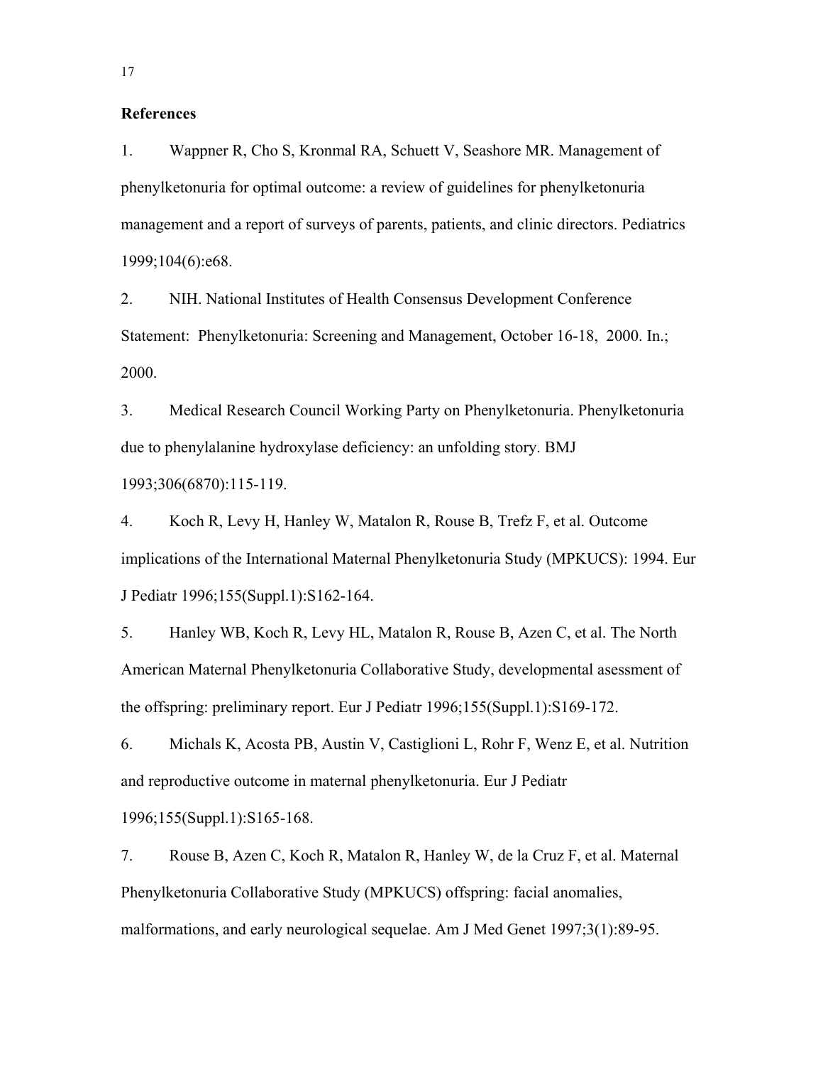## References

1. Wappner R, Cho S, Kronmal RA, Schuett V, Seashore MR. Management of phenylketonuria for optimal outcome: a review of guidelines for phenylketonuria management and a report of surveys of parents, patients, and clinic directors. Pediatrics 1999;104(6):e68.

2. NIH. National Institutes of Health Consensus Development Conference Statement: Phenylketonuria: Screening and Management, October 16-18, 2000. In.; 2000.

3. Medical Research Council Working Party on Phenylketonuria. Phenylketonuria due to phenylalanine hydroxylase deficiency: an unfolding story. BMJ 1993;306(6870):115-119.

4. Koch R, Levy H, Hanley W, Matalon R, Rouse B, Trefz F, et al. Outcome implications of the International Maternal Phenylketonuria Study (MPKUCS): 1994. Eur J Pediatr 1996;155(Suppl.1):S162-164.

5. Hanley WB, Koch R, Levy HL, Matalon R, Rouse B, Azen C, et al. The North American Maternal Phenylketonuria Collaborative Study, developmental asessment of the offspring: preliminary report. Eur J Pediatr 1996;155(Suppl.1):S169-172.

6. Michals K, Acosta PB, Austin V, Castiglioni L, Rohr F, Wenz E, et al. Nutrition and reproductive outcome in maternal phenylketonuria. Eur J Pediatr 1996;155(Suppl.1):S165-168.

7. Rouse B, Azen C, Koch R, Matalon R, Hanley W, de la Cruz F, et al. Maternal Phenylketonuria Collaborative Study (MPKUCS) offspring: facial anomalies, malformations, and early neurological sequelae. Am J Med Genet 1997;3(1):89-95.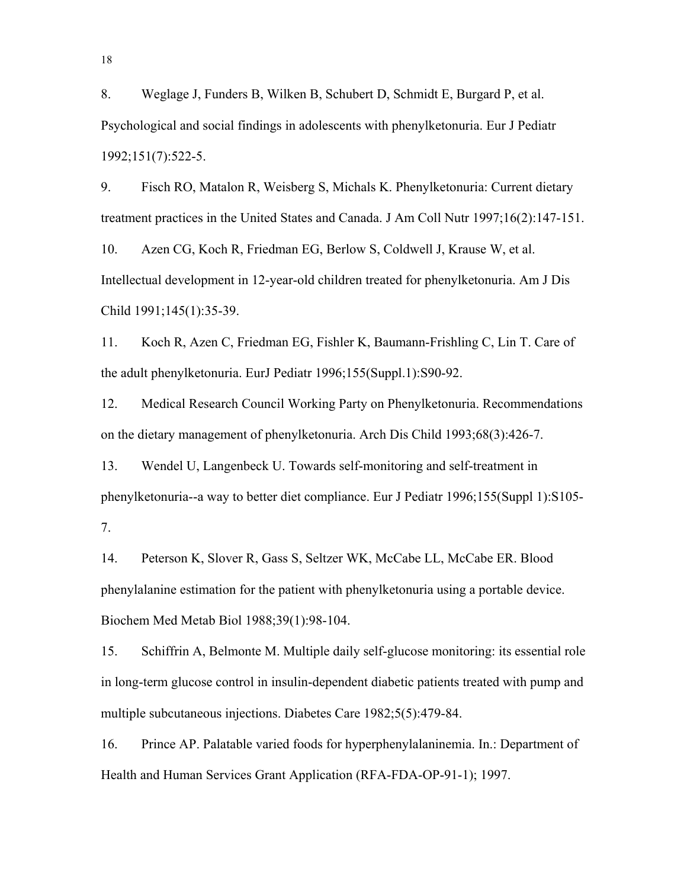8. Weglage J, Funders B, Wilken B, Schubert D, Schmidt E, Burgard P, et al. Psychological and social findings in adolescents with phenylketonuria. Eur J Pediatr 1992;151(7):522-5.

9. Fisch RO, Matalon R, Weisberg S, Michals K. Phenylketonuria: Current dietary treatment practices in the United States and Canada. J Am Coll Nutr 1997;16(2):147-151.

10. Azen CG, Koch R, Friedman EG, Berlow S, Coldwell J, Krause W, et al. Intellectual development in 12-year-old children treated for phenylketonuria. Am J Dis Child 1991;145(1):35-39.

11. Koch R, Azen C, Friedman EG, Fishler K, Baumann-Frishling C, Lin T. Care of the adult phenylketonuria. EurJ Pediatr 1996;155(Suppl.1):S90-92.

12. Medical Research Council Working Party on Phenylketonuria. Recommendations on the dietary management of phenylketonuria. Arch Dis Child 1993;68(3):426-7.

13. Wendel U, Langenbeck U. Towards self-monitoring and self-treatment in phenylketonuria--a way to better diet compliance. Eur J Pediatr 1996;155(Suppl 1):S105-7.

14. Peterson K, Slover R, Gass S, Seltzer WK, McCabe LL, McCabe ER. Blood phenylalanine estimation for the patient with phenylketonuria using a portable device. Biochem Med Metab Biol 1988;39(1):98-104.

15. Schiffrin A, Belmonte M. Multiple daily self-glucose monitoring: its essential role in long-term glucose control in insulin-dependent diabetic patients treated with pump and multiple subcutaneous injections. Diabetes Care 1982;5(5):479-84.

16. Prince AP. Palatable varied foods for hyperphenylalaninemia. In.: Department of Health and Human Services Grant Application (RFA-FDA-OP-91-1); 1997.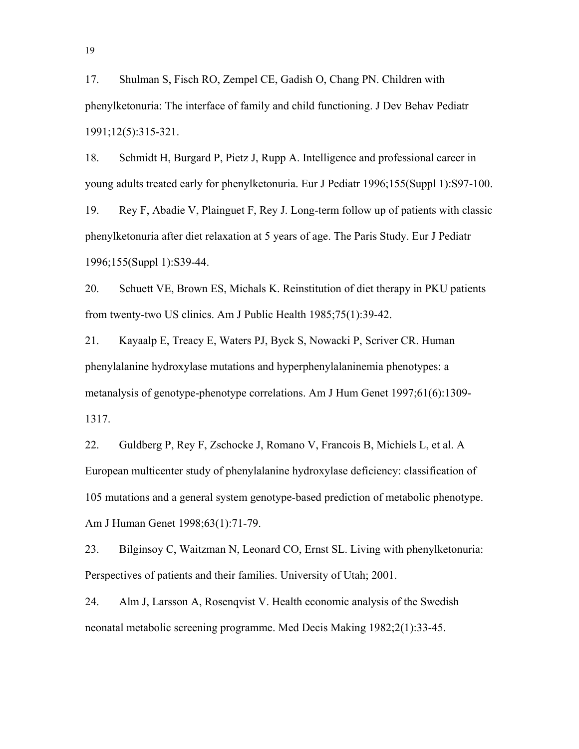17. Shulman S, Fisch RO, Zempel CE, Gadish O, Chang PN. Children with phenylketonuria: The interface of family and child functioning. J Dev Behav Pediatr 1991;12(5):315-321.

18. Schmidt H, Burgard P, Pietz J, Rupp A. Intelligence and professional career in young adults treated early for phenylketonuria. Eur J Pediatr 1996;155(Suppl 1):S97-100.

19. Rey F, Abadie V, Plainguet F, Rey J. Long-term follow up of patients with classic phenylketonuria after diet relaxation at 5 years of age. The Paris Study. Eur J Pediatr 1996;155(Suppl 1):S39-44.

20. Schuett VE, Brown ES, Michals K. Reinstitution of diet therapy in PKU patients from twenty-two US clinics. Am J Public Health 1985;75(1):39-42.

21. Kayaalp E, Treacy E, Waters PJ, Byck S, Nowacki P, Scriver CR. Human phenylalanine hydroxylase mutations and hyperphenylalaninemia phenotypes: a metanalysis of genotype-phenotype correlations. Am J Hum Genet 1997;61(6):1309-1317.

22. Guldberg P, Rey F, Zschocke J, Romano V, Francois B, Michiels L, et al. A European multicenter study of phenylalanine hydroxylase deficiency: classification of 105 mutations and a general system genotype-based prediction of metabolic phenotype. Am J Human Genet 1998;63(1):71-79.

23. Bilginsoy C, Waitzman N, Leonard CO, Ernst SL. Living with phenylketonuria: Perspectives of patients and their families. University of Utah; 2001.

24. Alm J, Larsson A, Rosenqvist V. Health economic analysis of the Swedish neonatal metabolic screening programme. Med Decis Making 1982;2(1):33-45.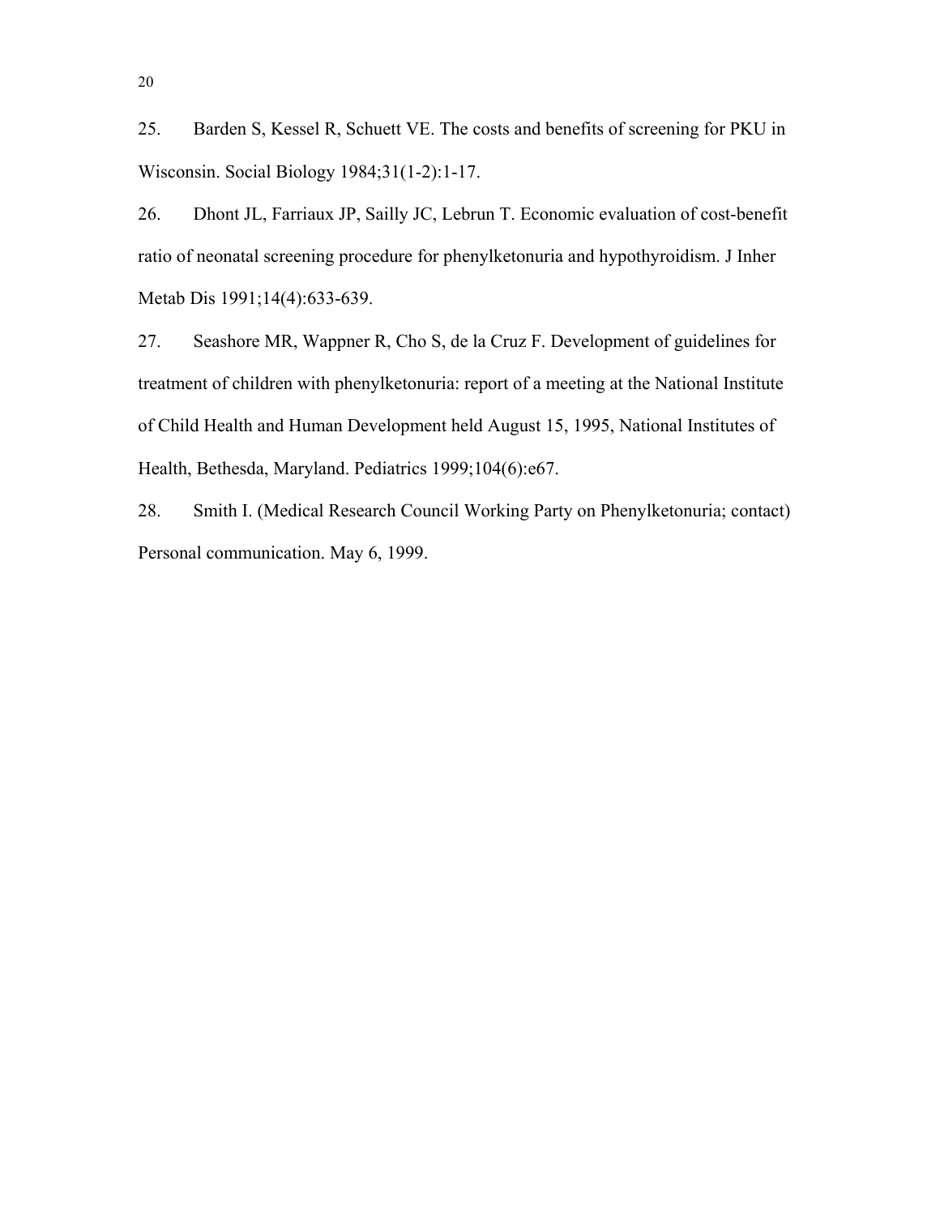25. Barden S, Kessel R, Schuett VE. The costs and benefits of screening for PKU in Wisconsin. Social Biology 1984;31(1-2):1-17.

26. Dhont JL, Farriaux JP, Sailly JC, Lebrun T. Economic evaluation of cost-benefit ratio of neonatal screening procedure for phenylketonuria and hypothyroidism. J Inher Metab Dis 1991;14(4):633-639.

27. Seashore MR, Wappner R, Cho S, de la Cruz F. Development of guidelines for treatment of children with phenylketonuria: report of a meeting at the National Institute of Child Health and Human Development held August 15, 1995, National Institutes of Health, Bethesda, Maryland. Pediatrics 1999;104(6):e67.

28. Smith I. (Medical Research Council Working Party on Phenylketonuria; contact) Personal communication. May 6, 1999.